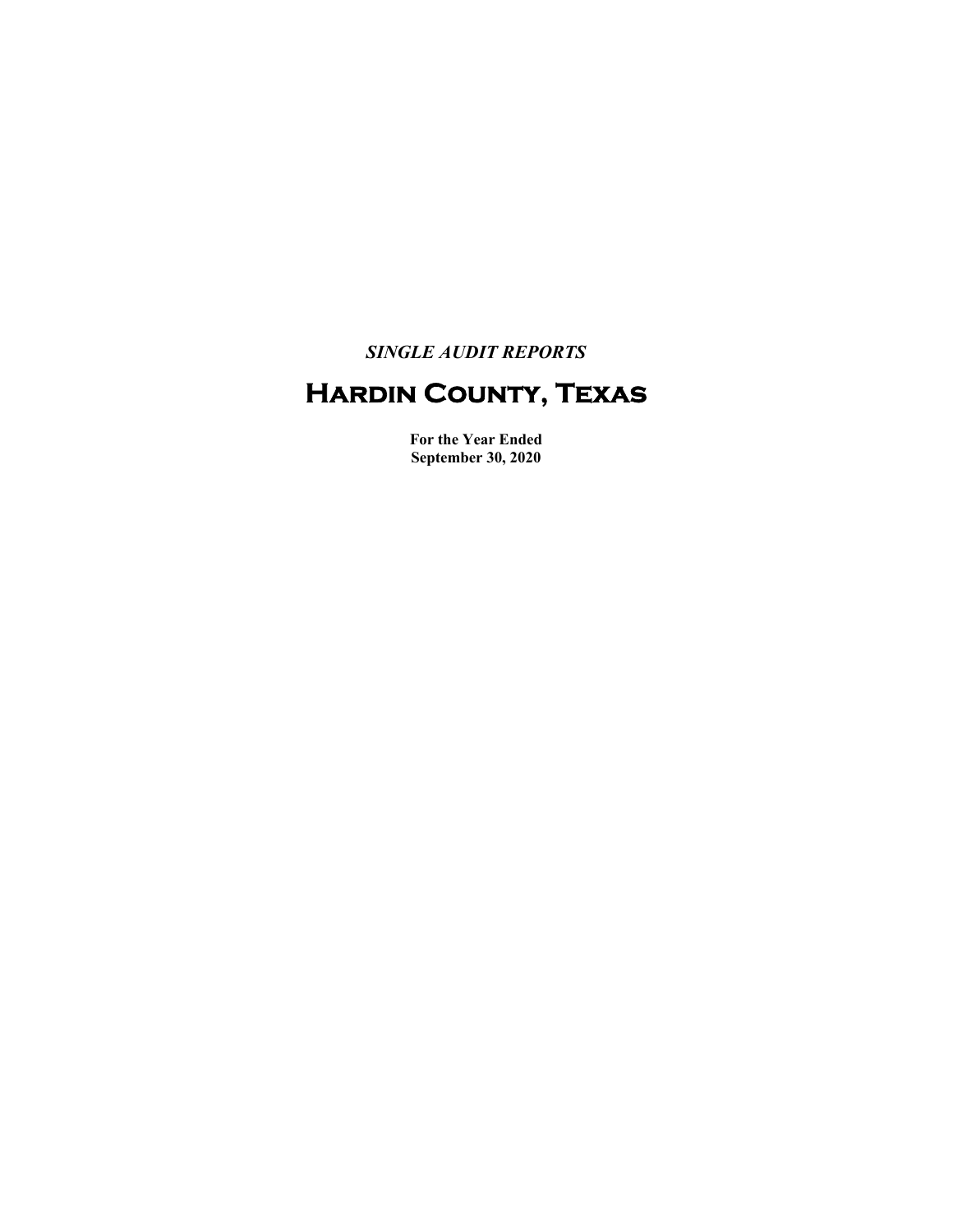*SINGLE AUDIT REPORTS*

# Hardin County, Texas

**For the Year Ended**
**September 30, 2020**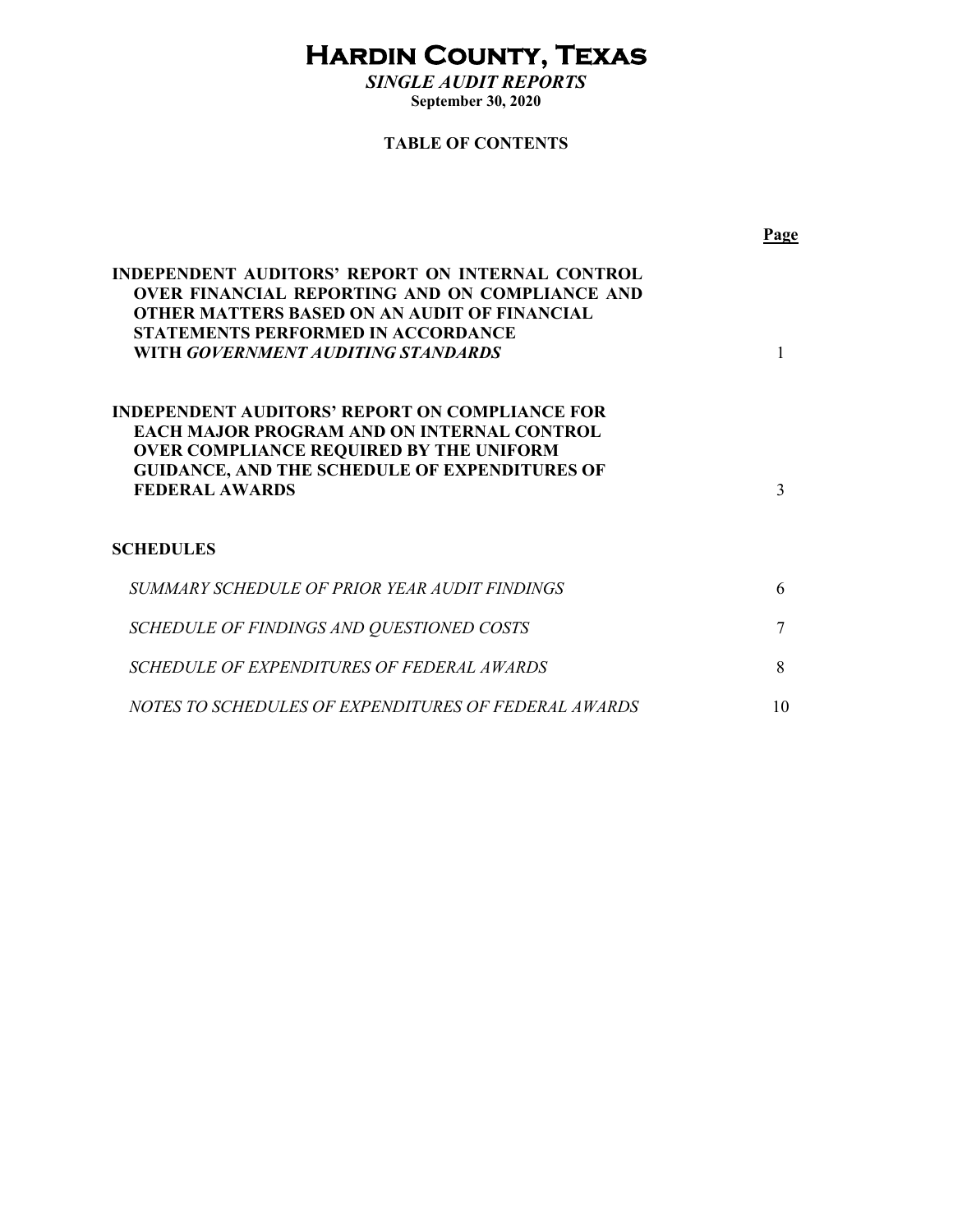# HARDIN COUNTY, TEXAS

***SINGLE AUDIT REPORTS***

**September 30, 2020**

**TABLE OF CONTENTS**

| | Page |
|---|---|
| **INDEPENDENT AUDITORS' REPORT ON INTERNAL CONTROL OVER FINANCIAL REPORTING AND ON COMPLIANCE AND OTHER MATTERS BASED ON AN AUDIT OF FINANCIAL STATEMENTS PERFORMED IN ACCORDANCE WITH *GOVERNMENT AUDITING STANDARDS*** | 1 |
| **INDEPENDENT AUDITORS' REPORT ON COMPLIANCE FOR EACH MAJOR PROGRAM AND ON INTERNAL CONTROL OVER COMPLIANCE REQUIRED BY THE UNIFORM GUIDANCE, AND THE SCHEDULE OF EXPENDITURES OF FEDERAL AWARDS** | 3 |
| **SCHEDULES** | |
| *SUMMARY SCHEDULE OF PRIOR YEAR AUDIT FINDINGS* | 6 |
| *SCHEDULE OF FINDINGS AND QUESTIONED COSTS* | 7 |
| *SCHEDULE OF EXPENDITURES OF FEDERAL AWARDS* | 8 |
| *NOTES TO SCHEDULES OF EXPENDITURES OF FEDERAL AWARDS* | 10 |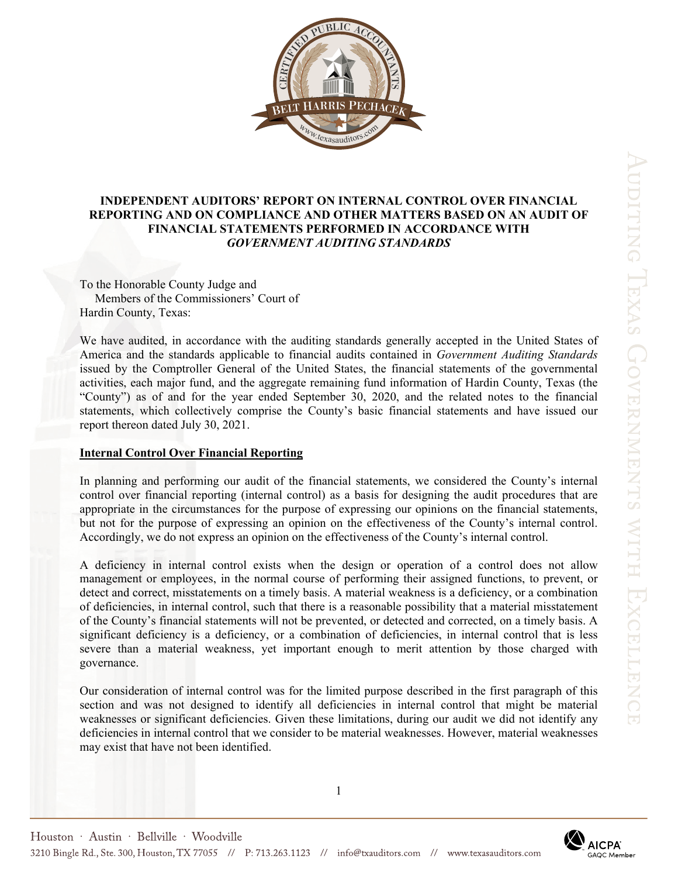# INDEPENDENT AUDITORS' REPORT ON INTERNAL CONTROL OVER FINANCIAL REPORTING AND ON COMPLIANCE AND OTHER MATTERS BASED ON AN AUDIT OF FINANCIAL STATEMENTS PERFORMED IN ACCORDANCE WITH *GOVERNMENT AUDITING STANDARDS*

To the Honorable County Judge and
Members of the Commissioners' Court of
Hardin County, Texas:

We have audited, in accordance with the auditing standards generally accepted in the United States of America and the standards applicable to financial audits contained in *Government Auditing Standards* issued by the Comptroller General of the United States, the financial statements of the governmental activities, each major fund, and the aggregate remaining fund information of Hardin County, Texas (the "County") as of and for the year ended September 30, 2020, and the related notes to the financial statements, which collectively comprise the County's basic financial statements and have issued our report thereon dated July 30, 2021.

## Internal Control Over Financial Reporting

In planning and performing our audit of the financial statements, we considered the County's internal control over financial reporting (internal control) as a basis for designing the audit procedures that are appropriate in the circumstances for the purpose of expressing our opinions on the financial statements, but not for the purpose of expressing an opinion on the effectiveness of the County's internal control. Accordingly, we do not express an opinion on the effectiveness of the County's internal control.

A deficiency in internal control exists when the design or operation of a control does not allow management or employees, in the normal course of performing their assigned functions, to prevent, or detect and correct, misstatements on a timely basis. A material weakness is a deficiency, or a combination of deficiencies, in internal control, such that there is a reasonable possibility that a material misstatement of the County's financial statements will not be prevented, or detected and corrected, on a timely basis. A significant deficiency is a deficiency, or a combination of deficiencies, in internal control that is less severe than a material weakness, yet important enough to merit attention by those charged with governance.

Our consideration of internal control was for the limited purpose described in the first paragraph of this section and was not designed to identify all deficiencies in internal control that might be material weaknesses or significant deficiencies. Given these limitations, during our audit we did not identify any deficiencies in internal control that we consider to be material weaknesses. However, material weaknesses may exist that have not been identified.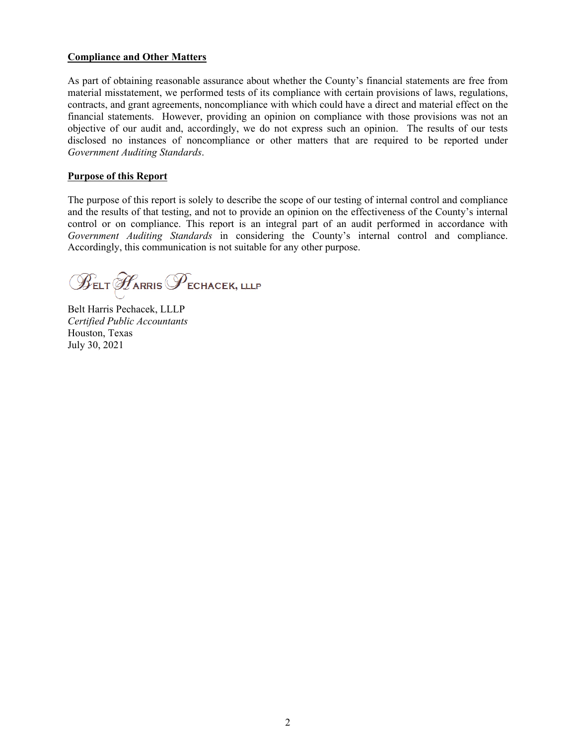**Compliance and Other Matters**

As part of obtaining reasonable assurance about whether the County's financial statements are free from material misstatement, we performed tests of its compliance with certain provisions of laws, regulations, contracts, and grant agreements, noncompliance with which could have a direct and material effect on the financial statements. However, providing an opinion on compliance with those provisions was not an objective of our audit and, accordingly, we do not express such an opinion. The results of our tests disclosed no instances of noncompliance or other matters that are required to be reported under *Government Auditing Standards*.

**Purpose of this Report**

The purpose of this report is solely to describe the scope of our testing of internal control and compliance and the results of that testing, and not to provide an opinion on the effectiveness of the County's internal control or on compliance. This report is an integral part of an audit performed in accordance with *Government Auditing Standards* in considering the County's internal control and compliance. Accordingly, this communication is not suitable for any other purpose.

BELT HARRIS PECHACEK, LLLP

Belt Harris Pechacek, LLLP
*Certified Public Accountants*
Houston, Texas
July 30, 2021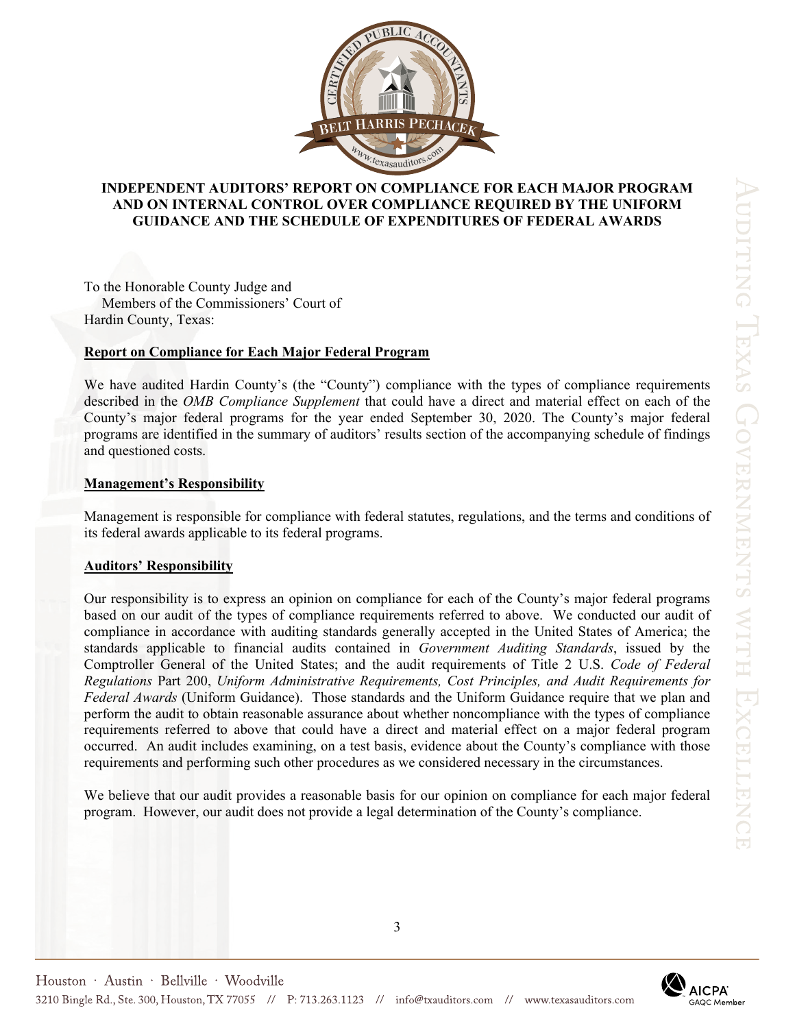# INDEPENDENT AUDITORS' REPORT ON COMPLIANCE FOR EACH MAJOR PROGRAM AND ON INTERNAL CONTROL OVER COMPLIANCE REQUIRED BY THE UNIFORM GUIDANCE AND THE SCHEDULE OF EXPENDITURES OF FEDERAL AWARDS

To the Honorable County Judge and
Members of the Commissioners' Court of
Hardin County, Texas:

## Report on Compliance for Each Major Federal Program

We have audited Hardin County's (the "County") compliance with the types of compliance requirements described in the *OMB Compliance Supplement* that could have a direct and material effect on each of the County's major federal programs for the year ended September 30, 2020. The County's major federal programs are identified in the summary of auditors' results section of the accompanying schedule of findings and questioned costs.

## Management's Responsibility

Management is responsible for compliance with federal statutes, regulations, and the terms and conditions of its federal awards applicable to its federal programs.

## Auditors' Responsibility

Our responsibility is to express an opinion on compliance for each of the County's major federal programs based on our audit of the types of compliance requirements referred to above. We conducted our audit of compliance in accordance with auditing standards generally accepted in the United States of America; the standards applicable to financial audits contained in *Government Auditing Standards*, issued by the Comptroller General of the United States; and the audit requirements of Title 2 U.S. *Code of Federal Regulations* Part 200, *Uniform Administrative Requirements, Cost Principles, and Audit Requirements for Federal Awards* (Uniform Guidance). Those standards and the Uniform Guidance require that we plan and perform the audit to obtain reasonable assurance about whether noncompliance with the types of compliance requirements referred to above that could have a direct and material effect on a major federal program occurred. An audit includes examining, on a test basis, evidence about the County's compliance with those requirements and performing such other procedures as we considered necessary in the circumstances.

We believe that our audit provides a reasonable basis for our opinion on compliance for each major federal program. However, our audit does not provide a legal determination of the County's compliance.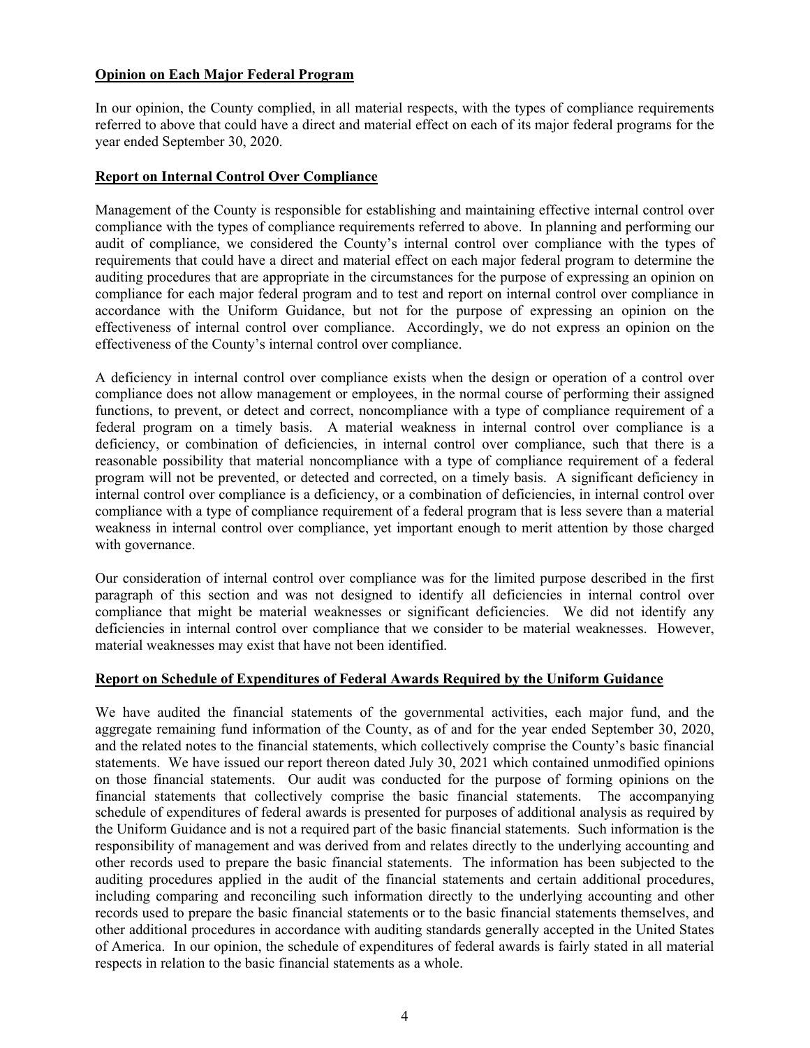**Opinion on Each Major Federal Program**

In our opinion, the County complied, in all material respects, with the types of compliance requirements referred to above that could have a direct and material effect on each of its major federal programs for the year ended September 30, 2020.

**Report on Internal Control Over Compliance**

Management of the County is responsible for establishing and maintaining effective internal control over compliance with the types of compliance requirements referred to above. In planning and performing our audit of compliance, we considered the County's internal control over compliance with the types of requirements that could have a direct and material effect on each major federal program to determine the auditing procedures that are appropriate in the circumstances for the purpose of expressing an opinion on compliance for each major federal program and to test and report on internal control over compliance in accordance with the Uniform Guidance, but not for the purpose of expressing an opinion on the effectiveness of internal control over compliance. Accordingly, we do not express an opinion on the effectiveness of the County's internal control over compliance.

A deficiency in internal control over compliance exists when the design or operation of a control over compliance does not allow management or employees, in the normal course of performing their assigned functions, to prevent, or detect and correct, noncompliance with a type of compliance requirement of a federal program on a timely basis. A material weakness in internal control over compliance is a deficiency, or combination of deficiencies, in internal control over compliance, such that there is a reasonable possibility that material noncompliance with a type of compliance requirement of a federal program will not be prevented, or detected and corrected, on a timely basis. A significant deficiency in internal control over compliance is a deficiency, or a combination of deficiencies, in internal control over compliance with a type of compliance requirement of a federal program that is less severe than a material weakness in internal control over compliance, yet important enough to merit attention by those charged with governance.

Our consideration of internal control over compliance was for the limited purpose described in the first paragraph of this section and was not designed to identify all deficiencies in internal control over compliance that might be material weaknesses or significant deficiencies. We did not identify any deficiencies in internal control over compliance that we consider to be material weaknesses. However, material weaknesses may exist that have not been identified.

**Report on Schedule of Expenditures of Federal Awards Required by the Uniform Guidance**

We have audited the financial statements of the governmental activities, each major fund, and the aggregate remaining fund information of the County, as of and for the year ended September 30, 2020, and the related notes to the financial statements, which collectively comprise the County's basic financial statements. We have issued our report thereon dated July 30, 2021 which contained unmodified opinions on those financial statements. Our audit was conducted for the purpose of forming opinions on the financial statements that collectively comprise the basic financial statements. The accompanying schedule of expenditures of federal awards is presented for purposes of additional analysis as required by the Uniform Guidance and is not a required part of the basic financial statements. Such information is the responsibility of management and was derived from and relates directly to the underlying accounting and other records used to prepare the basic financial statements. The information has been subjected to the auditing procedures applied in the audit of the financial statements and certain additional procedures, including comparing and reconciling such information directly to the underlying accounting and other records used to prepare the basic financial statements or to the basic financial statements themselves, and other additional procedures in accordance with auditing standards generally accepted in the United States of America. In our opinion, the schedule of expenditures of federal awards is fairly stated in all material respects in relation to the basic financial statements as a whole.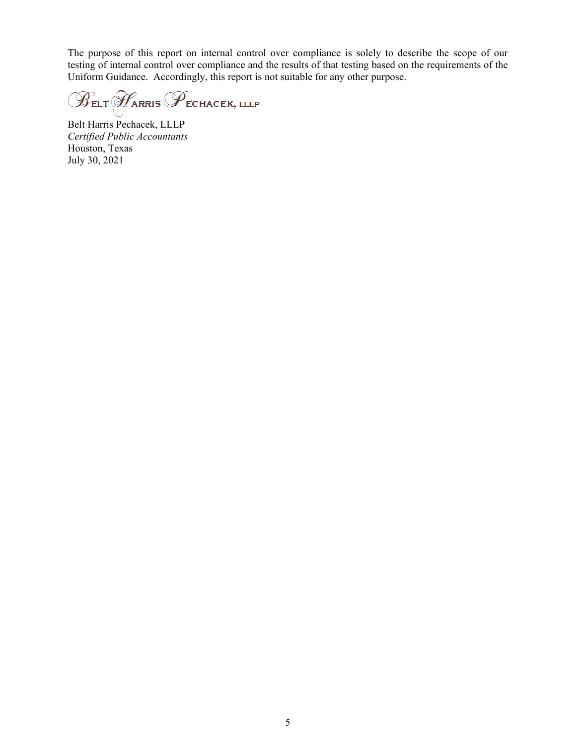The purpose of this report on internal control over compliance is solely to describe the scope of our testing of internal control over compliance and the results of that testing based on the requirements of the Uniform Guidance. Accordingly, this report is not suitable for any other purpose.

Belt Harris Pechacek, LLLP

Belt Harris Pechacek, LLLP
*Certified Public Accountants*
Houston, Texas
July 30, 2021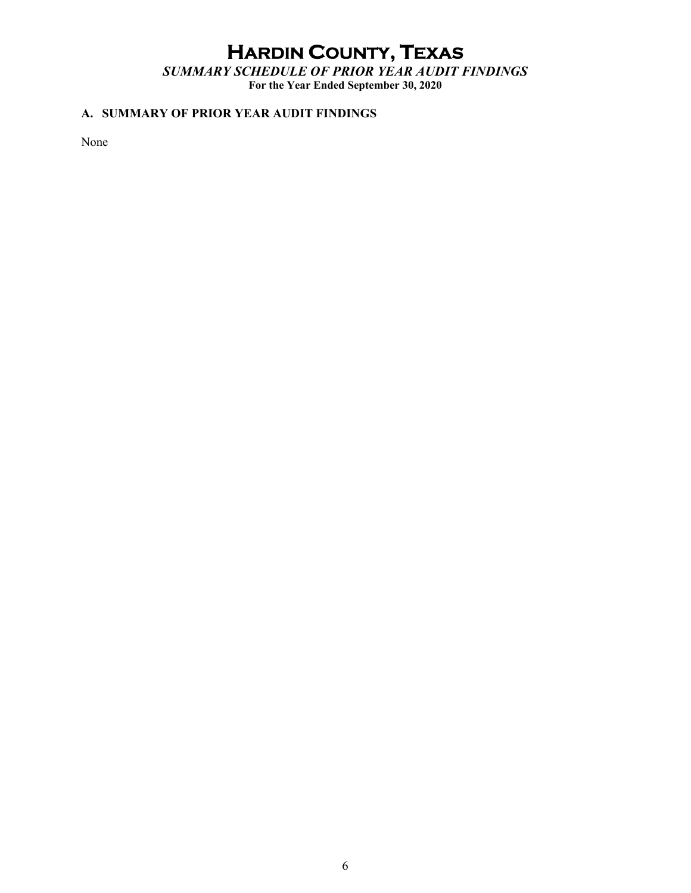# Hardin County, Texas

***SUMMARY SCHEDULE OF PRIOR YEAR AUDIT FINDINGS***

**For the Year Ended September 30, 2020**

## A. SUMMARY OF PRIOR YEAR AUDIT FINDINGS

None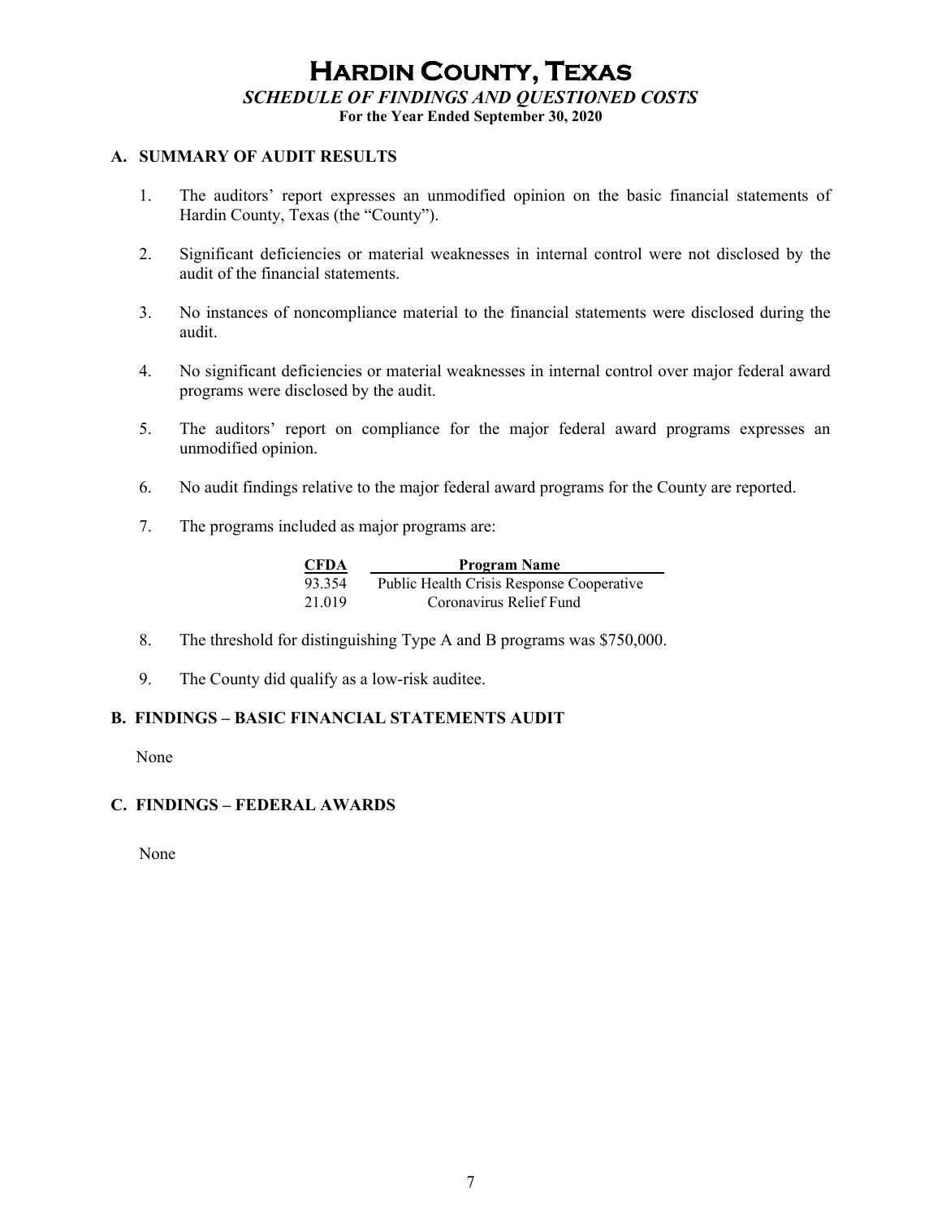# Hardin County, Texas

## *SCHEDULE OF FINDINGS AND QUESTIONED COSTS*

**For the Year Ended September 30, 2020**

### A. SUMMARY OF AUDIT RESULTS

1. The auditors' report expresses an unmodified opinion on the basic financial statements of Hardin County, Texas (the "County").

2. Significant deficiencies or material weaknesses in internal control were not disclosed by the audit of the financial statements.

3. No instances of noncompliance material to the financial statements were disclosed during the audit.

4. No significant deficiencies or material weaknesses in internal control over major federal award programs were disclosed by the audit.

5. The auditors' report on compliance for the major federal award programs expresses an unmodified opinion.

6. No audit findings relative to the major federal award programs for the County are reported.

7. The programs included as major programs are:

| CFDA | Program Name |
| --- | --- |
| 93.354 | Public Health Crisis Response Cooperative |
| 21.019 | Coronavirus Relief Fund |

8. The threshold for distinguishing Type A and B programs was $750,000.

9. The County did qualify as a low-risk auditee.

### B. FINDINGS – BASIC FINANCIAL STATEMENTS AUDIT

None

### C. FINDINGS – FEDERAL AWARDS

None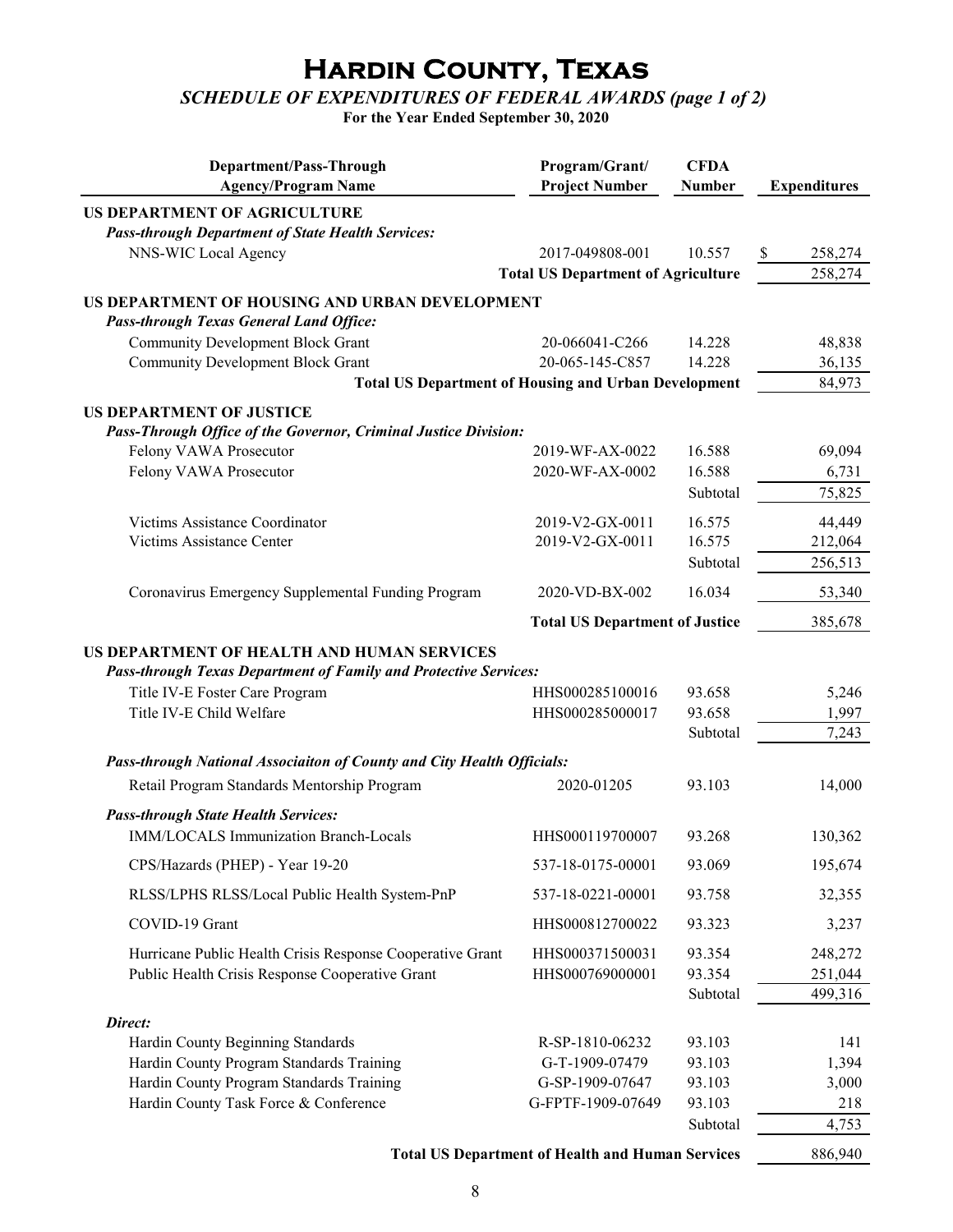# Hardin County, Texas

## *SCHEDULE OF EXPENDITURES OF FEDERAL AWARDS (page 1 of 2)*

**For the Year Ended September 30, 2020**

| Department/Pass-Through Agency/Program Name | Program/Grant/ Project Number | CFDA Number | Expenditures |
|---|---|---|---|
| **US DEPARTMENT OF AGRICULTURE** | | | |
| ***Pass-through Department of State Health Services:*** | | | |
| NNS-WIC Local Agency | 2017-049808-001 | 10.557 | $ 258,274 |
| | **Total US Department of Agriculture** | | 258,274 |
| **US DEPARTMENT OF HOUSING AND URBAN DEVELOPMENT** | | | |
| ***Pass-through Texas General Land Office:*** | | | |
| Community Development Block Grant | 20-066041-C266 | 14.228 | 48,838 |
| Community Development Block Grant | 20-065-145-C857 | 14.228 | 36,135 |
| | **Total US Department of Housing and Urban Development** | | 84,973 |
| **US DEPARTMENT OF JUSTICE** | | | |
| ***Pass-Through Office of the Governor, Criminal Justice Division:*** | | | |
| Felony VAWA Prosecutor | 2019-WF-AX-0022 | 16.588 | 69,094 |
| Felony VAWA Prosecutor | 2020-WF-AX-0002 | 16.588 | 6,731 |
| | | Subtotal | 75,825 |
| Victims Assistance Coordinator | 2019-V2-GX-0011 | 16.575 | 44,449 |
| Victims Assistance Center | 2019-V2-GX-0011 | 16.575 | 212,064 |
| | | Subtotal | 256,513 |
| Coronavirus Emergency Supplemental Funding Program | 2020-VD-BX-002 | 16.034 | 53,340 |
| | **Total US Department of Justice** | | 385,678 |
| **US DEPARTMENT OF HEALTH AND HUMAN SERVICES** | | | |
| ***Pass-through Texas Department of Family and Protective Services:*** | | | |
| Title IV-E Foster Care Program | HHS000285100016 | 93.658 | 5,246 |
| Title IV-E Child Welfare | HHS000285000017 | 93.658 | 1,997 |
| | | Subtotal | 7,243 |
| ***Pass-through National Associaiton of County and City Health Officials:*** | | | |
| Retail Program Standards Mentorship Program | 2020-01205 | 93.103 | 14,000 |
| ***Pass-through State Health Services:*** | | | |
| IMM/LOCALS Immunization Branch-Locals | HHS000119700007 | 93.268 | 130,362 |
| CPS/Hazards (PHEP) - Year 19-20 | 537-18-0175-00001 | 93.069 | 195,674 |
| RLSS/LPHS RLSS/Local Public Health System-PnP | 537-18-0221-00001 | 93.758 | 32,355 |
| COVID-19 Grant | HHS000812700022 | 93.323 | 3,237 |
| Hurricane Public Health Crisis Response Cooperative Grant | HHS000371500031 | 93.354 | 248,272 |
| Public Health Crisis Response Cooperative Grant | HHS000769000001 | 93.354 | 251,044 |
| | | Subtotal | 499,316 |
| ***Direct:*** | | | |
| Hardin County Beginning Standards | R-SP-1810-06232 | 93.103 | 141 |
| Hardin County Program Standards Training | G-T-1909-07479 | 93.103 | 1,394 |
| Hardin County Program Standards Training | G-SP-1909-07647 | 93.103 | 3,000 |
| Hardin County Task Force & Conference | G-FPTF-1909-07649 | 93.103 | 218 |
| | | Subtotal | 4,753 |
| | **Total US Department of Health and Human Services** | | 886,940 |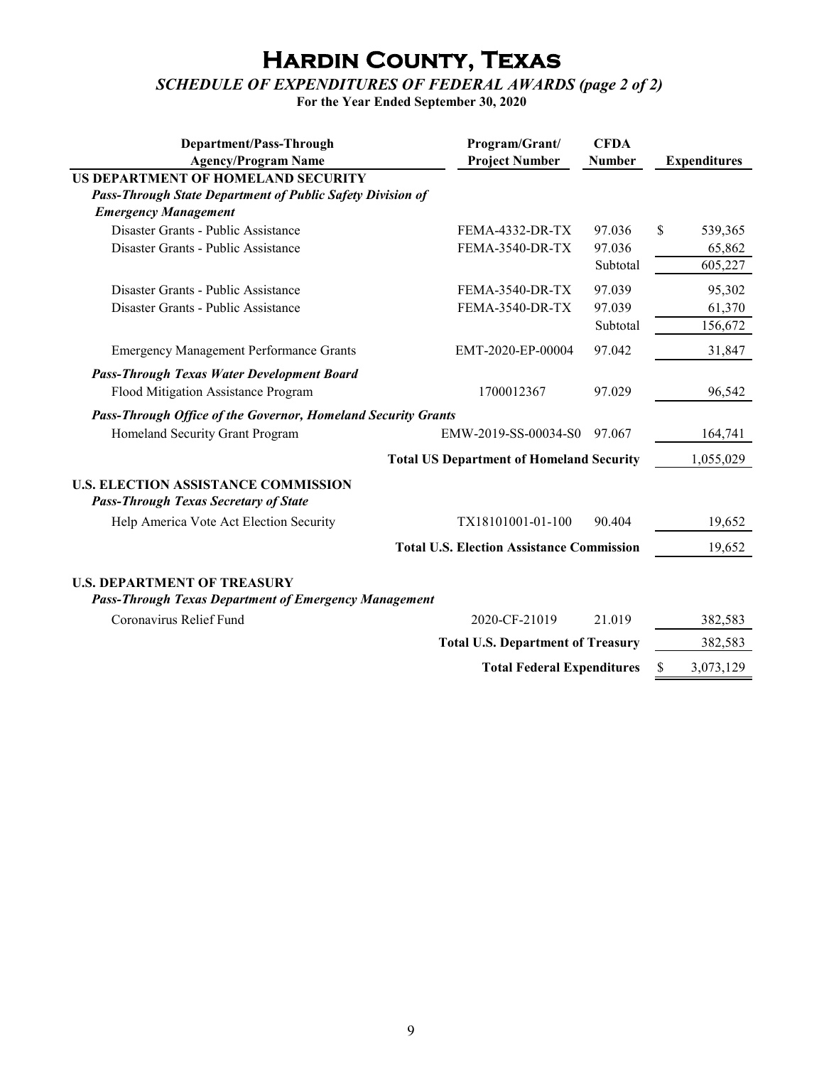# Hardin County, Texas

## *SCHEDULE OF EXPENDITURES OF FEDERAL AWARDS (page 2 of 2)*

**For the Year Ended September 30, 2020**

| Department/Pass-Through Agency/Program Name | Program/Grant/ Project Number | CFDA Number | Expenditures |
|---|---|---|---|
| **US DEPARTMENT OF HOMELAND SECURITY** | | | |
| ***Pass-Through State Department of Public Safety Division of Emergency Management*** | | | |
| Disaster Grants - Public Assistance | FEMA-4332-DR-TX | 97.036 | $ 539,365 |
| Disaster Grants - Public Assistance | FEMA-3540-DR-TX | 97.036 | 65,862 |
| | | Subtotal | 605,227 |
| Disaster Grants - Public Assistance | FEMA-3540-DR-TX | 97.039 | 95,302 |
| Disaster Grants - Public Assistance | FEMA-3540-DR-TX | 97.039 | 61,370 |
| | | Subtotal | 156,672 |
| Emergency Management Performance Grants | EMT-2020-EP-00004 | 97.042 | 31,847 |
| ***Pass-Through Texas Water Development Board*** | | | |
| Flood Mitigation Assistance Program | 1700012367 | 97.029 | 96,542 |
| ***Pass-Through Office of the Governor, Homeland Security Grants*** | | | |
| Homeland Security Grant Program | EMW-2019-SS-00034-S0 | 97.067 | 164,741 |
| | **Total US Department of Homeland Security** | | 1,055,029 |
| **U.S. ELECTION ASSISTANCE COMMISSION** | | | |
| ***Pass-Through Texas Secretary of State*** | | | |
| Help America Vote Act Election Security | TX18101001-01-100 | 90.404 | 19,652 |
| | **Total U.S. Election Assistance Commission** | | 19,652 |
| **U.S. DEPARTMENT OF TREASURY** | | | |
| ***Pass-Through Texas Department of Emergency Management*** | | | |
| Coronavirus Relief Fund | 2020-CF-21019 | 21.019 | 382,583 |
| | **Total U.S. Department of Treasury** | | 382,583 |
| | **Total Federal Expenditures** | | $ 3,073,129 |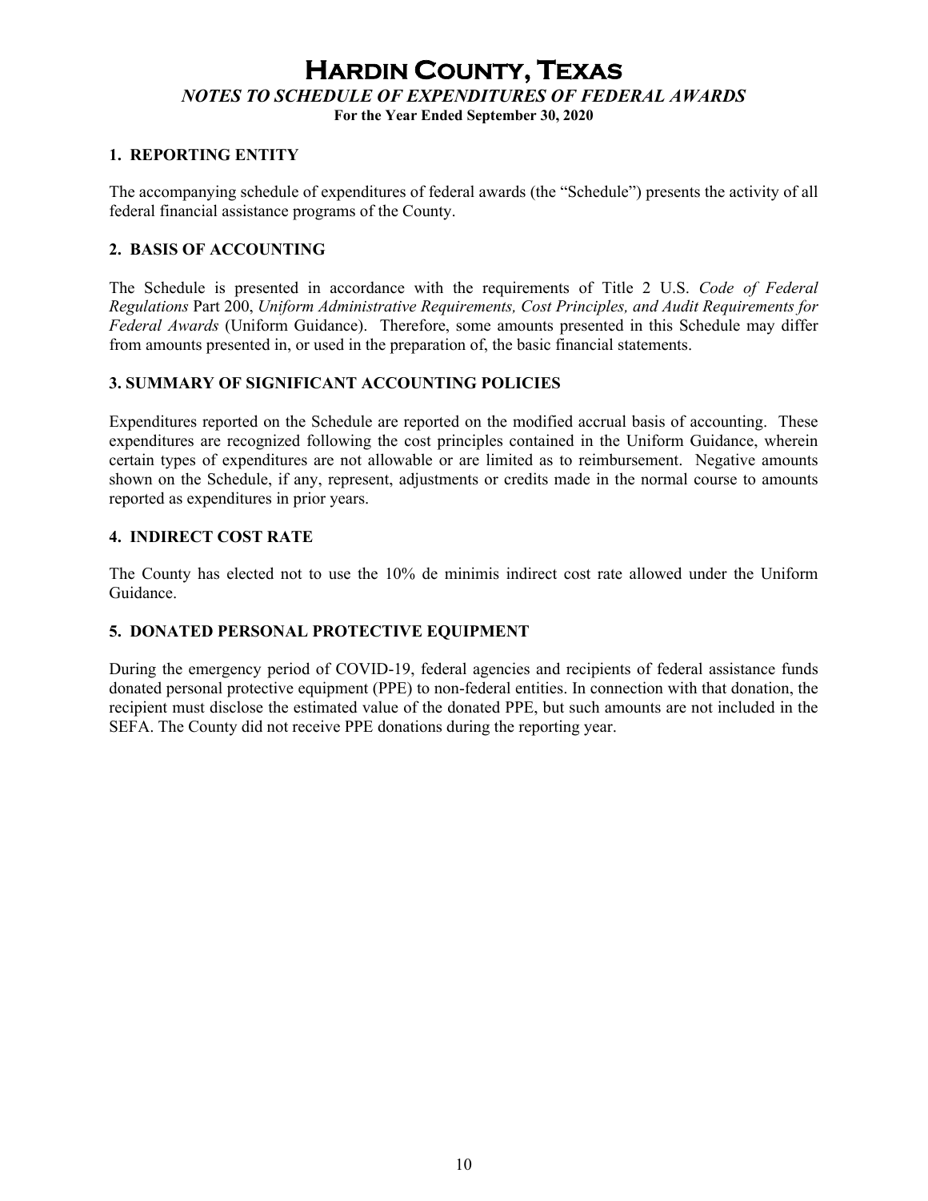# HARDIN COUNTY, TEXAS

***NOTES TO SCHEDULE OF EXPENDITURES OF FEDERAL AWARDS***

**For the Year Ended September 30, 2020**

## 1. REPORTING ENTITY

The accompanying schedule of expenditures of federal awards (the "Schedule") presents the activity of all federal financial assistance programs of the County.

## 2. BASIS OF ACCOUNTING

The Schedule is presented in accordance with the requirements of Title 2 U.S. *Code of Federal Regulations* Part 200, *Uniform Administrative Requirements, Cost Principles, and Audit Requirements for Federal Awards* (Uniform Guidance). Therefore, some amounts presented in this Schedule may differ from amounts presented in, or used in the preparation of, the basic financial statements.

## 3. SUMMARY OF SIGNIFICANT ACCOUNTING POLICIES

Expenditures reported on the Schedule are reported on the modified accrual basis of accounting. These expenditures are recognized following the cost principles contained in the Uniform Guidance, wherein certain types of expenditures are not allowable or are limited as to reimbursement. Negative amounts shown on the Schedule, if any, represent, adjustments or credits made in the normal course to amounts reported as expenditures in prior years.

## 4. INDIRECT COST RATE

The County has elected not to use the 10% de minimis indirect cost rate allowed under the Uniform Guidance.

## 5. DONATED PERSONAL PROTECTIVE EQUIPMENT

During the emergency period of COVID-19, federal agencies and recipients of federal assistance funds donated personal protective equipment (PPE) to non-federal entities. In connection with that donation, the recipient must disclose the estimated value of the donated PPE, but such amounts are not included in the SEFA. The County did not receive PPE donations during the reporting year.